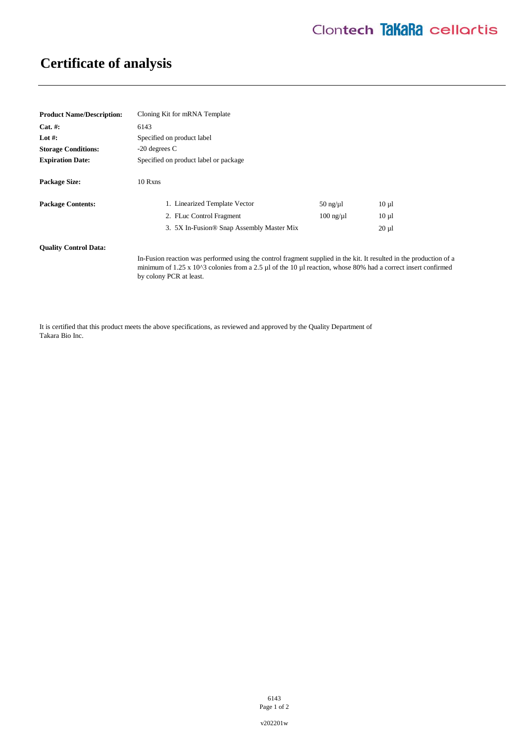# Certificate of analysis

**Product Name/Description:** Cloning Kit for mRNA Template

**Cat. #:** 6143

**Lot #:** Specified on product label

**Storage Conditions:** -20 degrees C

**Expiration Date:** Specified on product label or package

**Package Size:** 10 Rxns

**Package Contents:**

| | | |
|---|---|---|
| 1. Linearized Template Vector | 50 ng/µl | 10 µl |
| 2. FLuc Control Fragment | 100 ng/µl | 10 µl |
| 3. 5X In-Fusion® Snap Assembly Master Mix | | 20 µl |

**Quality Control Data:**

In-Fusion reaction was performed using the control fragment supplied in the kit. It resulted in the production of a minimum of 1.25 x 10^3 colonies from a 2.5 µl of the 10 µl reaction, whose 80% had a correct insert confirmed by colony PCR at least.

It is certified that this product meets the above specifications, as reviewed and approved by the Quality Department of Takara Bio Inc.

v202201w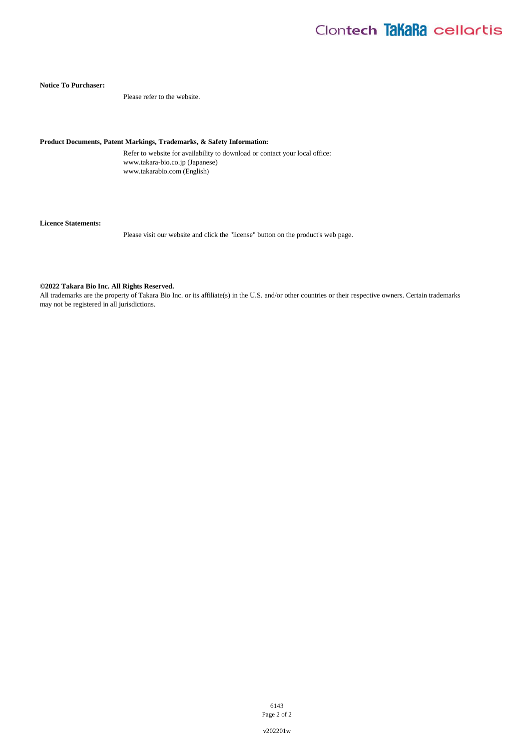**Notice To Purchaser:**

Please refer to the website.

**Product Documents, Patent Markings, Trademarks, & Safety Information:**

Refer to website for availability to download or contact your local office:
www.takara-bio.co.jp (Japanese)
www.takarabio.com (English)

**Licence Statements:**

Please visit our website and click the "license" button on the product's web page.

**©2022 Takara Bio Inc. All Rights Reserved.**
All trademarks are the property of Takara Bio Inc. or its affiliate(s) in the U.S. and/or other countries or their respective owners. Certain trademarks may not be registered in all jurisdictions.

6143

v202201w